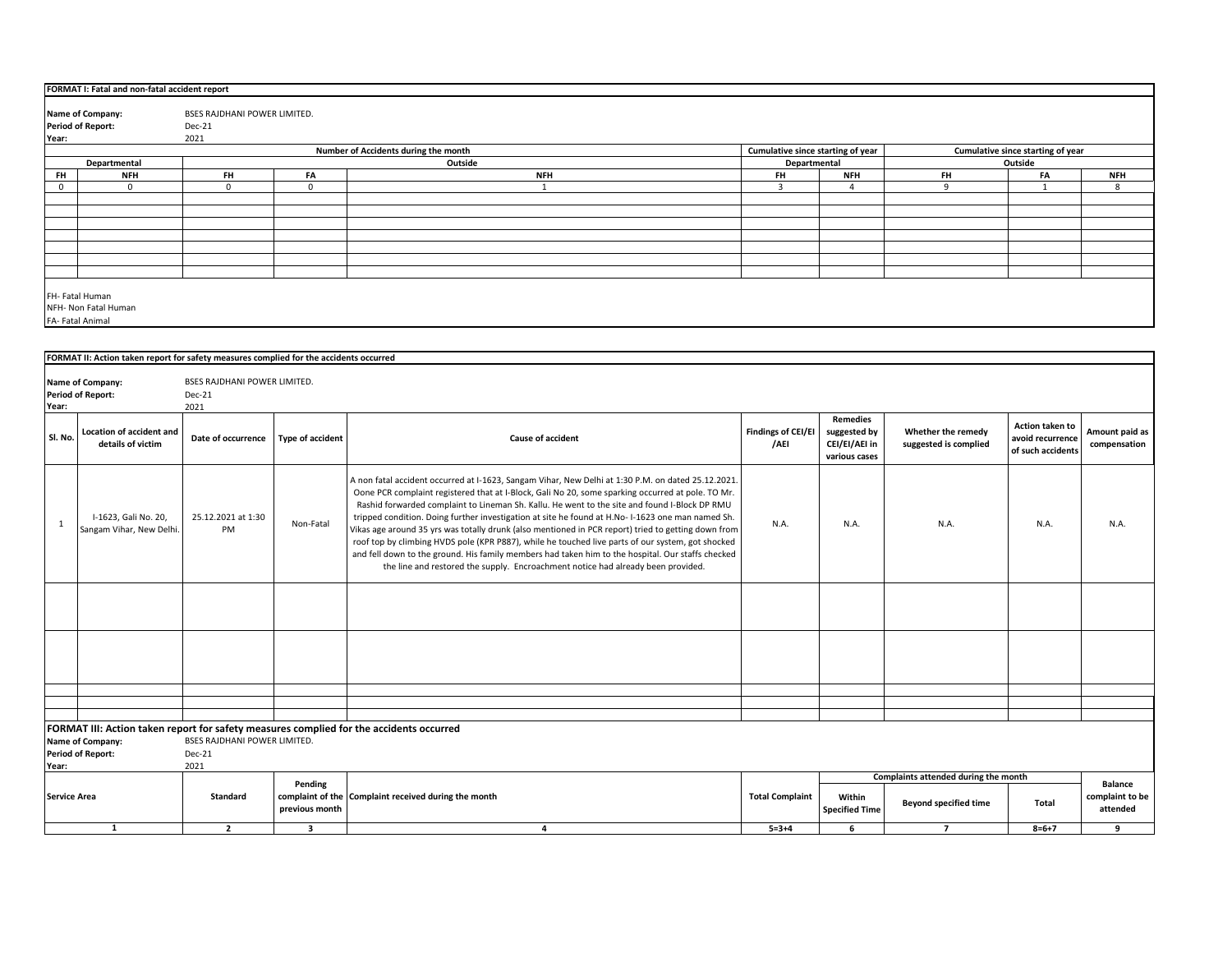**FORMAT I: Fatal and non-fatal accident report**

**Name of Company:** BSES RAJDHANI POWER LIMITED.
**Period of Report:** Dec-21
**Year:** 2021

| Number of Accidents during the month | | | | | Cumulative since starting of year | | Cumulative since starting of year | | |
|---|---|---|---|---|---|---|---|---|---|
| Departmental | | Outside | | | Departmental | | Outside | | |
| FH | NFH | FH | FA | NFH | FH | NFH | FH | FA | NFH |
| 0 | 0 | 0 | 0 | 1 | 3 | 4 | 9 | 1 | 8 |

FH- Fatal Human
NFH- Non Fatal Human
FA- Fatal Animal

**FORMAT II: Action taken report for safety measures complied for the accidents occurred**

**Name of Company:** BSES RAJDHANI POWER LIMITED.
**Period of Report:** Dec-21
**Year:** 2021

| Sl. No. | Location of accident and details of victim | Date of occurrence | Type of accident | Cause of accident | Findings of CEI/EI /AEI | Remedies suggested by CEI/EI/AEI in various cases | Whether the remedy suggested is complied | Action taken to avoid recurrence of such accidents | Amount paid as compensation |
|---|---|---|---|---|---|---|---|---|---|
| 1 | I-1623, Gali No. 20, Sangam Vihar, New Delhi. | 25.12.2021 at 1:30 PM | Non-Fatal | A non fatal accident occurred at I-1623, Sangam Vihar, New Delhi at 1:30 P.M. on dated 25.12.2021. Oone PCR complaint registered that at I-Block, Gali No 20, some sparking occurred at pole. TO Mr. Rashid forwarded complaint to Lineman Sh. Kallu. He went to the site and found I-Block DP RMU tripped condition. Doing further investigation at site he found at H.No- I-1623 one man named Sh. Vikas age around 35 yrs was totally drunk (also mentioned in PCR report) tried to getting down from roof top by climbing HVDS pole (KPR P887), while he touched live parts of our system, got shocked and fell down to the ground. His family members had taken him to the hospital. Our staffs checked the line and restored the supply. Encroachment notice had already been provided. | N.A. | N.A. | N.A. | N.A. | N.A. |

**FORMAT III: Action taken report for safety measures complied for the accidents occurred**

**Name of Company:** BSES RAJDHANI POWER LIMITED.
**Period of Report:** Dec-21
**Year:** 2021

| Service Area | Standard | Pending complaint of the previous month | Complaint received during the month | Total Complaint | Complaints attended during the month | | | Balance complaint to be attended |
|---|---|---|---|---|---|---|---|---|
| | | | | | Within Specified Time | Beyond specified time | Total | |
| 1 | 2 | 3 | 4 | 5=3+4 | 6 | 7 | 8=6+7 | 9 |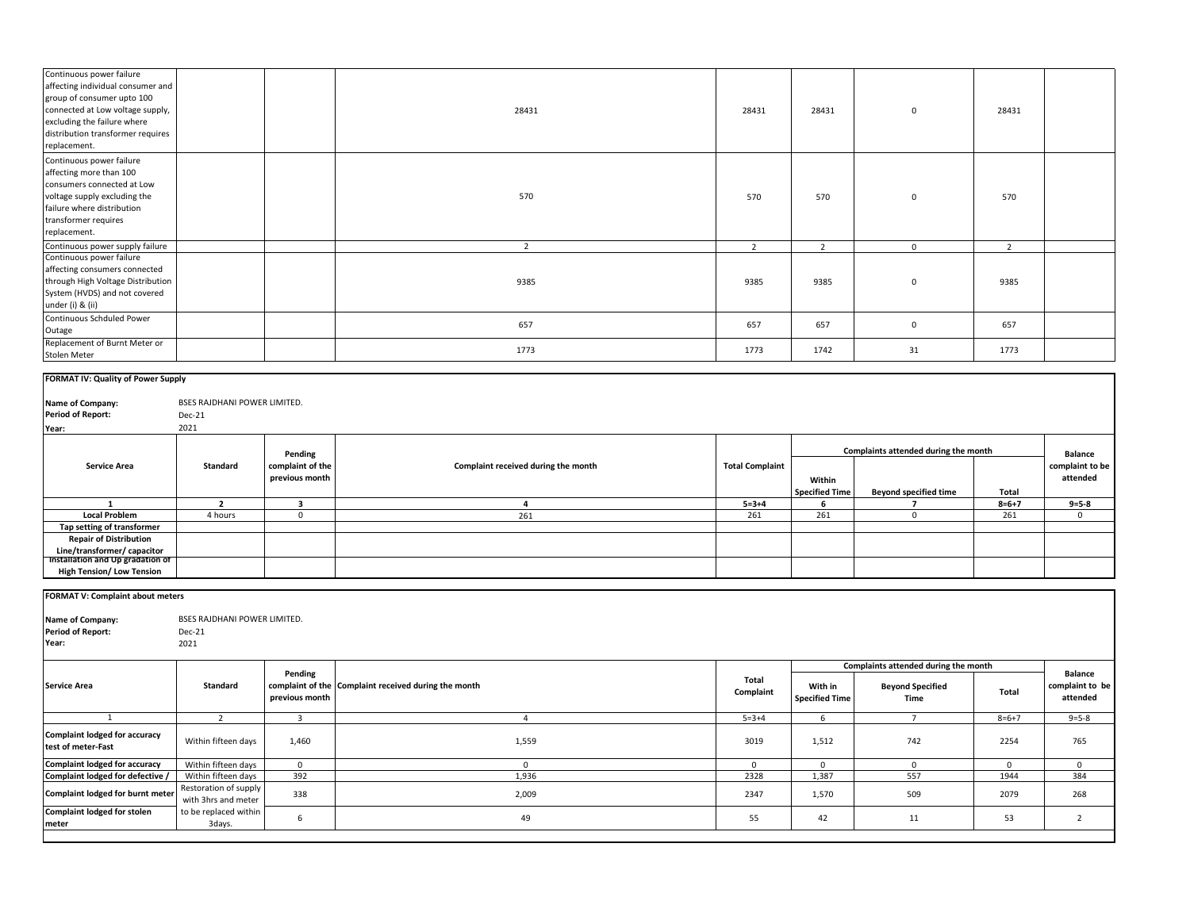| | | | | | | | | |
|---|---|---|---|---|---|---|---|---|
| Continuous power failure affecting individual consumer and group of consumer upto 100 connected at Low voltage supply, excluding the failure where distribution transformer requires replacement. | | | 28431 | 28431 | 28431 | 0 | 28431 | |
| Continuous power failure affecting more than 100 consumers connected at Low voltage supply excluding the failure where distribution transformer requires replacement. | | | 570 | 570 | 570 | 0 | 570 | |
| Continuous power supply failure | | | 2 | 2 | 2 | 0 | 2 | |
| Continuous power failure affecting consumers connected through High Voltage Distribution System (HVDS) and not covered under (i) & (ii) | | | 9385 | 9385 | 9385 | 0 | 9385 | |
| Continuous Schduled Power Outage | | | 657 | 657 | 657 | 0 | 657 | |
| Replacement of Burnt Meter or Stolen Meter | | | 1773 | 1773 | 1742 | 31 | 1773 | |

**FORMAT IV: Quality of Power Supply**

**Name of Company:** BSES RAJDHANI POWER LIMITED.
**Period of Report:** Dec-21
**Year:** 2021

| Service Area | Standard | Pending complaint of the previous month | Complaint received during the month | Total Complaint | Complaints attended during the month | | | Balance complaint to be attended |
|---|---|---|---|---|---|---|---|---|
| | | | | | Within Specified Time | Beyond specified time | Total | |
| 1 | 2 | 3 | 4 | 5=3+4 | 6 | 7 | 8=6+7 | 9=5-8 |
| Local Problem | 4 hours | 0 | 261 | 261 | 261 | 0 | 261 | 0 |
| Tap setting of transformer | | | | | | | | |
| Repair of Distribution Line/transformer/ capacitor | | | | | | | | |
| Installation and Up gradation of High Tension/ Low Tension | | | | | | | | |

**FORMAT V: Complaint about meters**

**Name of Company:** BSES RAJDHANI POWER LIMITED.
**Period of Report:** Dec-21
**Year:** 2021

| Service Area | Standard | Pending complaint of the previous month | Complaint received during the month | Total Complaint | Complaints attended during the month | | | Balance complaint to be attended |
|---|---|---|---|---|---|---|---|---|
| | | | | | With in Specified Time | Beyond Specified Time | Total | |
| 1 | 2 | 3 | 4 | 5=3+4 | 6 | 7 | 8=6+7 | 9=5-8 |
| Complaint lodged for accuracy test of meter-Fast | Within fifteen days | 1,460 | 1,559 | 3019 | 1,512 | 742 | 2254 | 765 |
| Complaint lodged for accuracy | Within fifteen days | 0 | 0 | 0 | 0 | 0 | 0 | 0 |
| Complaint lodged for defective / | Within fifteen days | 392 | 1,936 | 2328 | 1,387 | 557 | 1944 | 384 |
| Complaint lodged for burnt meter | Restoration of supply with 3hrs and meter to be replaced within 3days. | 338 | 2,009 | 2347 | 1,570 | 509 | 2079 | 268 |
| Complaint lodged for stolen meter | | 6 | 49 | 55 | 42 | 11 | 53 | 2 |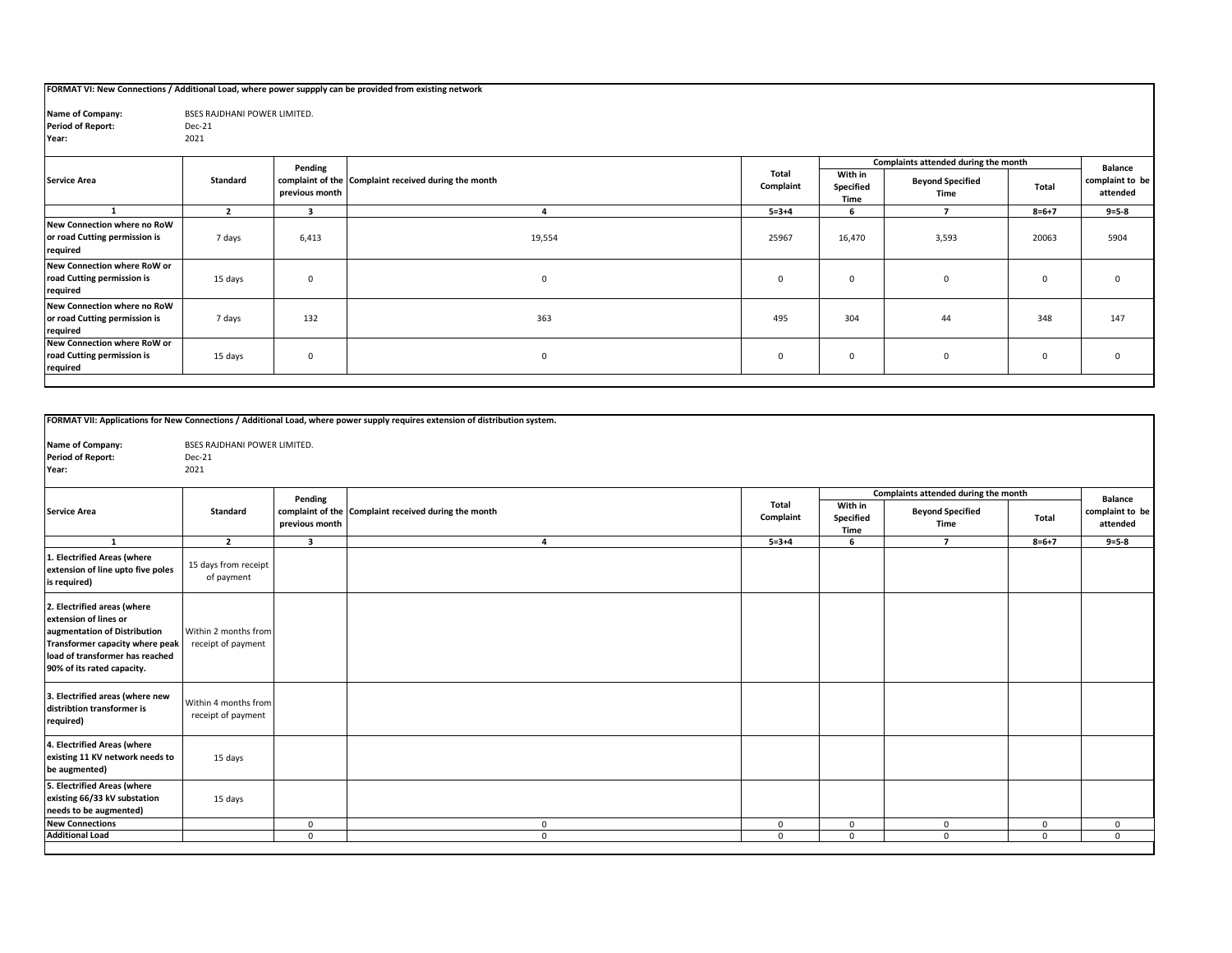**FORMAT VI: New Connections / Additional Load, where power suppply can be provided from existing network**

**Name of Company:** BSES RAJDHANI POWER LIMITED.
**Period of Report:** Dec-21
**Year:** 2021

| Service Area | Standard | Pending complaint of the previous month | Complaint received during the month | Total Complaint | Complaints attended during the month | | | Balance complaint to be attended |
|---|---|---|---|---|---|---|---|---|
| | | | | | With in Specified Time | Beyond Specified Time | Total | |
| 1 | 2 | 3 | 4 | 5=3+4 | 6 | 7 | 8=6+7 | 9=5-8 |
| New Connection where no RoW or road Cutting permission is required | 7 days | 6,413 | 19,554 | 25967 | 16,470 | 3,593 | 20063 | 5904 |
| New Connection where RoW or road Cutting permission is required | 15 days | 0 | 0 | 0 | 0 | 0 | 0 | 0 |
| New Connection where no RoW or road Cutting permission is required | 7 days | 132 | 363 | 495 | 304 | 44 | 348 | 147 |
| New Connection where RoW or road Cutting permission is required | 15 days | 0 | 0 | 0 | 0 | 0 | 0 | 0 |

**FORMAT VII: Applications for New Connections / Additional Load, where power supply requires extension of distribution system.**

**Name of Company:** BSES RAJDHANI POWER LIMITED.
**Period of Report:** Dec-21
**Year:** 2021

| Service Area | Standard | Pending complaint of the previous month | Complaint received during the month | Total Complaint | Complaints attended during the month | | | Balance complaint to be attended |
|---|---|---|---|---|---|---|---|---|
| | | | | | With in Specified Time | Beyond Specified Time | Total | |
| 1 | 2 | 3 | 4 | 5=3+4 | 6 | 7 | 8=6+7 | 9=5-8 |
| 1. Electrified Areas (where extension of line upto five poles is required) | 15 days from receipt of payment | | | | | | | |
| 2. Electrified areas (where extension of lines or augmentation of Distribution Transformer capacity where peak load of transformer has reached 90% of its rated capacity. | Within 2 months from receipt of payment | | | | | | | |
| 3. Electrified areas (where new distribtion transformer is required) | Within 4 months from receipt of payment | | | | | | | |
| 4. Electrified Areas (where existing 11 KV network needs to be augmented) | 15 days | | | | | | | |
| 5. Electrified Areas (where existing 66/33 kV substation needs to be augmented) | 15 days | | | | | | | |
| New Connections | | 0 | 0 | 0 | 0 | 0 | 0 | 0 |
| Additional Load | | 0 | 0 | 0 | 0 | 0 | 0 | 0 |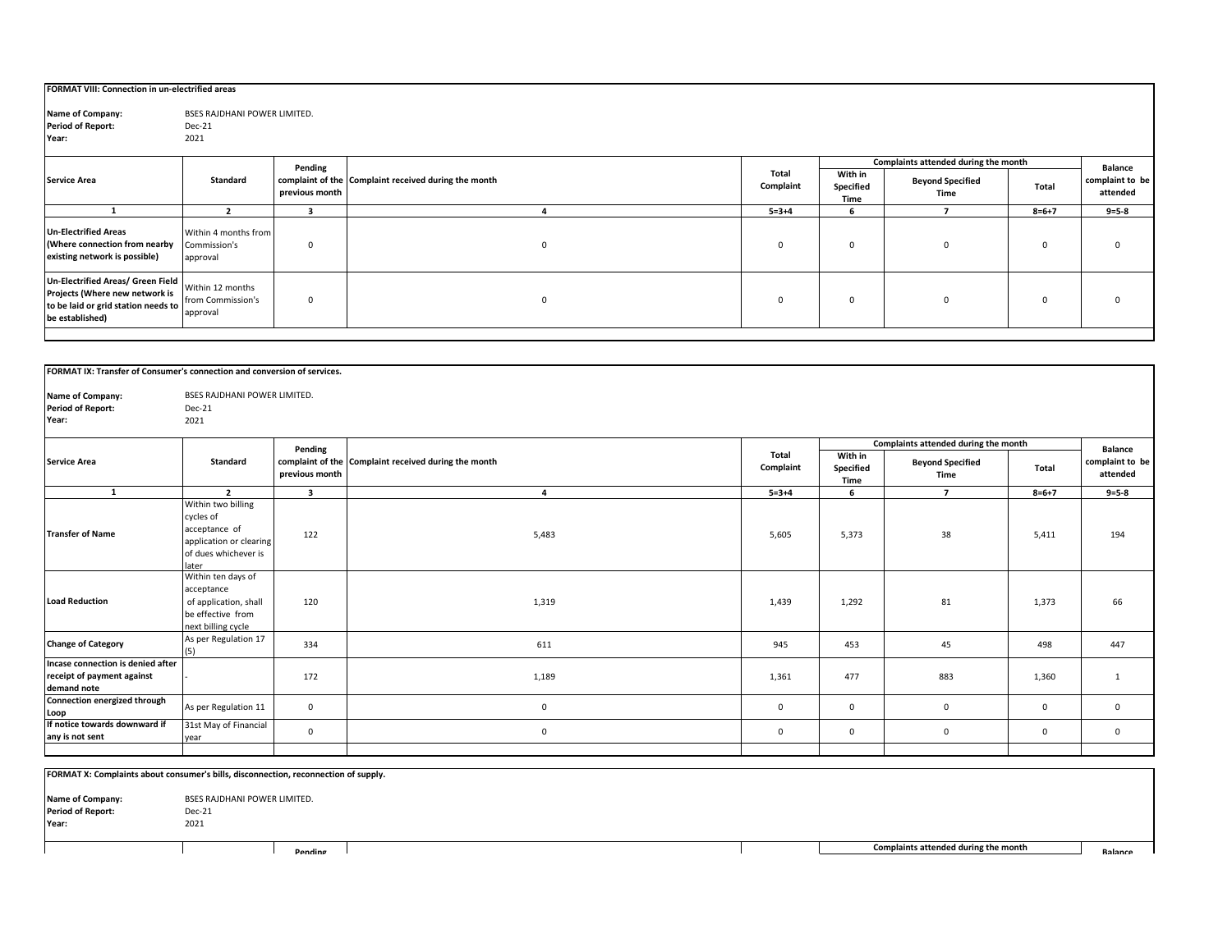**FORMAT VIII: Connection in un-electrified areas**

**Name of Company:** BSES RAJDHANI POWER LIMITED.
**Period of Report:** Dec-21
**Year:** 2021

| Service Area | Standard | Pending complaint of the previous month | Complaint received during the month | Total Complaint | Complaints attended during the month | | | Balance complaint to be attended |
|---|---|---|---|---|---|---|---|---|
| | | | | | With in Specified Time | Beyond Specified Time | Total | |
| 1 | 2 | 3 | 4 | 5=3+4 | 6 | 7 | 8=6+7 | 9=5-8 |
| **Un-Electrified Areas (Where connection from nearby existing network is possible)** | Within 4 months from Commission's approval | 0 | 0 | 0 | 0 | 0 | 0 | 0 |
| **Un-Electrified Areas/ Green Field Projects (Where new network is to be laid or grid station needs to be established)** | Within 12 months from Commission's approval | 0 | 0 | 0 | 0 | 0 | 0 | 0 |

**FORMAT IX: Transfer of Consumer's connection and conversion of services.**

**Name of Company:** BSES RAJDHANI POWER LIMITED.
**Period of Report:** Dec-21
**Year:** 2021

| Service Area | Standard | Pending complaint of the previous month | Complaint received during the month | Total Complaint | Complaints attended during the month | | | Balance complaint to be attended |
|---|---|---|---|---|---|---|---|---|
| | | | | | With in Specified Time | Beyond Specified Time | Total | |
| 1 | 2 | 3 | 4 | 5=3+4 | 6 | 7 | 8=6+7 | 9=5-8 |
| **Transfer of Name** | Within two billing cycles of acceptance of application or clearing of dues whichever is later | 122 | 5,483 | 5,605 | 5,373 | 38 | 5,411 | 194 |
| **Load Reduction** | Within ten days of acceptance of application, shall be effective from next billing cycle | 120 | 1,319 | 1,439 | 1,292 | 81 | 1,373 | 66 |
| **Change of Category** | As per Regulation 17 (5) | 334 | 611 | 945 | 453 | 45 | 498 | 447 |
| **Incase connection is denied after receipt of payment against demand note** | - | 172 | 1,189 | 1,361 | 477 | 883 | 1,360 | 1 |
| **Connection energized through Loop** | As per Regulation 11 | 0 | 0 | 0 | 0 | 0 | 0 | 0 |
| **If notice towards downward if any is not sent** | 31st May of Financial year | 0 | 0 | 0 | 0 | 0 | 0 | 0 |

**FORMAT X: Complaints about consumer's bills, disconnection, reconnection of supply.**

**Name of Company:** BSES RAJDHANI POWER LIMITED.
**Period of Report:** Dec-21
**Year:** 2021

| | | Pending | | | Complaints attended during the month | | | Balance |
|---|---|---|---|---|---|---|---|---|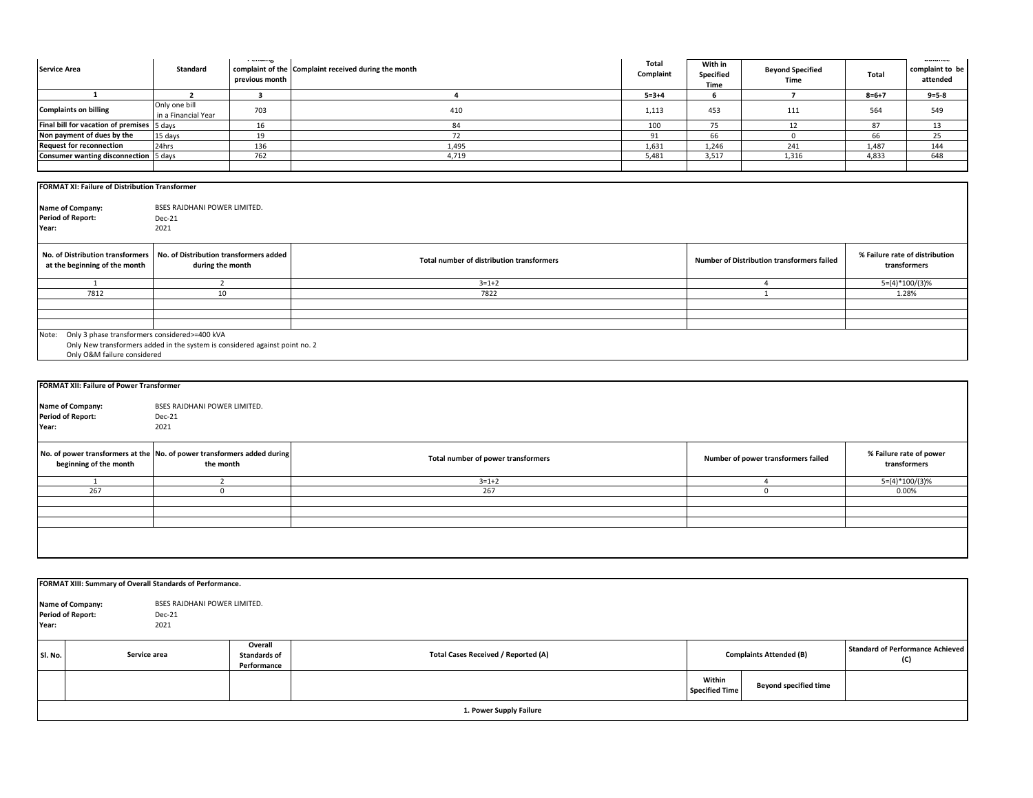| Service Area | Standard | Pending complaint of the previous month | Complaint received during the month | Total Complaint | With in Specified Time | Beyond Specified Time | Total | Balance complaint to be attended |
|---|---|---|---|---|---|---|---|---|
| 1 | 2 | 3 | 4 | 5=3+4 | 6 | 7 | 8=6+7 | 9=5-8 |
| Complaints on billing | Only one bill in a Financial Year | 703 | 410 | 1,113 | 453 | 111 | 564 | 549 |
| Final bill for vacation of premises | 5 days | 16 | 84 | 100 | 75 | 12 | 87 | 13 |
| Non payment of dues by the | 15 days | 19 | 72 | 91 | 66 | 0 | 66 | 25 |
| Request for reconnection | 24hrs | 136 | 1,495 | 1,631 | 1,246 | 241 | 1,487 | 144 |
| Consumer wanting disconnection | 5 days | 762 | 4,719 | 5,481 | 3,517 | 1,316 | 4,833 | 648 |
| | | | | | | | | |

**FORMAT XI: Failure of Distribution Transformer**

**Name of Company:** BSES RAJDHANI POWER LIMITED.
**Period of Report:** Dec-21
**Year:** 2021

| No. of Distribution transformers at the beginning of the month | No. of Distribution transformers added during the month | Total number of distribution transformers | Number of Distribution transformers failed | % Failure rate of distribution transformers |
|---|---|---|---|---|
| 1 | 2 | 3=1+2 | 4 | 5=(4)*100/(3)% |
| 7812 | 10 | 7822 | 1 | 1.28% |
| | | | | |
| | | | | |
| | | | | |

Note: Only 3 phase transformers considered>=400 kVA
Only New transformers added in the system is considered against point no. 2
Only O&M failure considered

**FORMAT XII: Failure of Power Transformer**

**Name of Company:** BSES RAJDHANI POWER LIMITED.
**Period of Report:** Dec-21
**Year:** 2021

| No. of power transformers at the beginning of the month | No. of power transformers added during the month | Total number of power transformers | Number of power transformers failed | % Failure rate of power transformers |
|---|---|---|---|---|
| 1 | 2 | 3=1+2 | 4 | 5=(4)*100/(3)% |
| 267 | 0 | 267 | 0 | 0.00% |
| | | | | |
| | | | | |
| | | | | |

**FORMAT XIII: Summary of Overall Standards of Performance.**

**Name of Company:** BSES RAJDHANI POWER LIMITED.
**Period of Report:** Dec-21
**Year:** 2021

| Sl. No. | Service area | Overall Standards of Performance | Total Cases Received / Reported (A) | Complaints Attended (B) | | Standard of Performance Achieved (C) |
|---|---|---|---|---|---|---|
| | | | | Within Specified Time | Beyond specified time | |
| **1. Power Supply Failure** | | | | | | |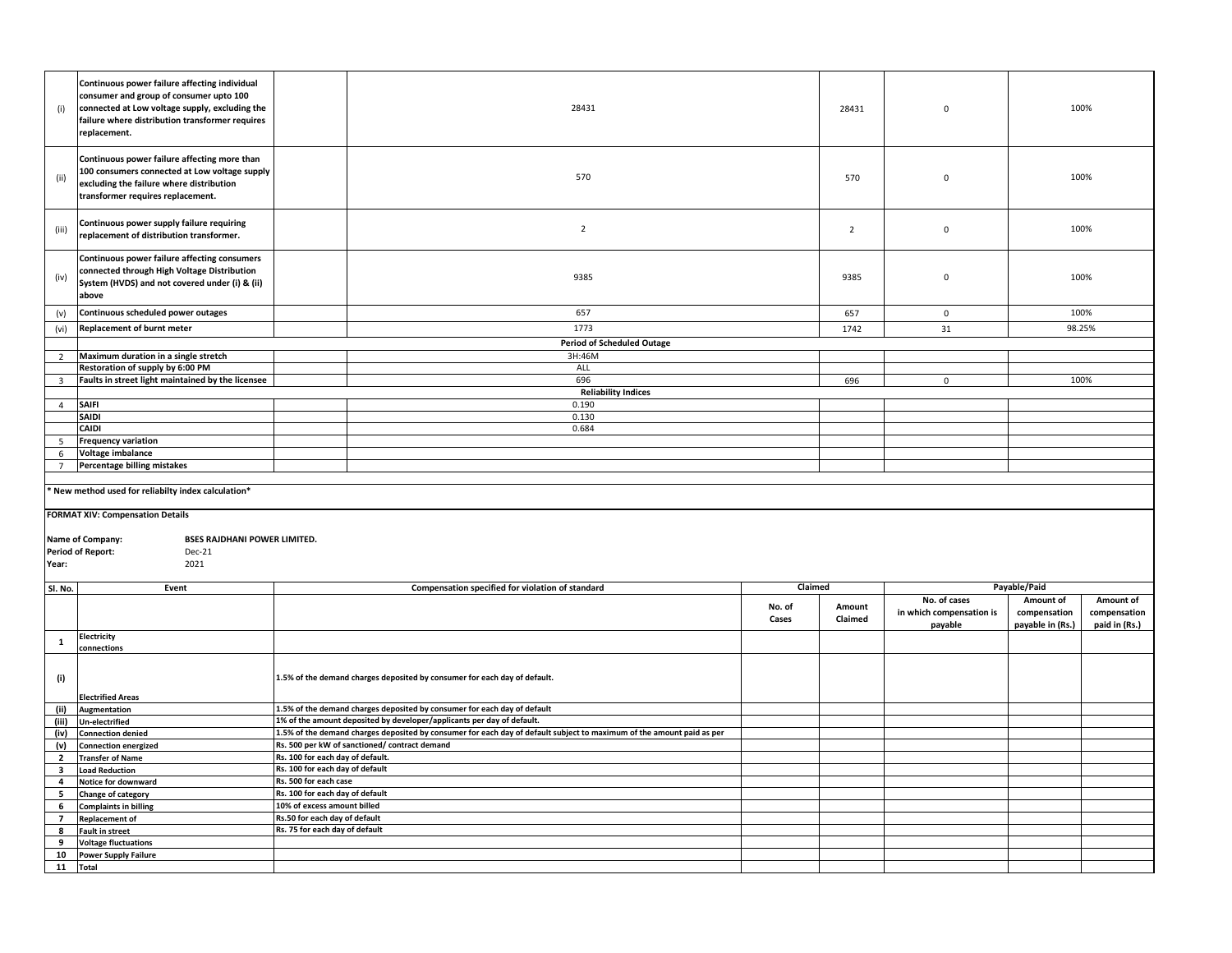| | | | | | | |
|---|---|---|---|---|---|---|
| (i) | Continuous power failure affecting individual consumer and group of consumer upto 100 connected at Low voltage supply, excluding the failure where distribution transformer requires replacement. | | 28431 | 28431 | 0 | 100% |
| (ii) | Continuous power failure affecting more than 100 consumers connected at Low voltage supply excluding the failure where distribution transformer requires replacement. | | 570 | 570 | 0 | 100% |
| (iii) | Continuous power supply failure requiring replacement of distribution transformer. | | 2 | 2 | 0 | 100% |
| (iv) | Continuous power failure affecting consumers connected through High Voltage Distribution System (HVDS) and not covered under (i) & (ii) above | | 9385 | 9385 | 0 | 100% |
| (v) | Continuous scheduled power outages | | 657 | 657 | 0 | 100% |
| (vi) | Replacement of burnt meter | | 1773 | 1742 | 31 | 98.25% |
| | | | **Period of Scheduled Outage** | | | |
| 2 | Maximum duration in a single stretch | | 3H:46M | | | |
| | Restoration of supply by 6:00 PM | | ALL | | | |
| 3 | Faults in street light maintained by the licensee | | 696 | 696 | 0 | 100% |
| | | | **Reliability Indices** | | | |
| 4 | SAIFI | | 0.190 | | | |
| | SAIDI | | 0.130 | | | |
| | CAIDI | | 0.684 | | | |
| 5 | Frequency variation | | | | | |
| 6 | Voltage imbalance | | | | | |
| 7 | Percentage billing mistakes | | | | | |

**\* New method used for reliabilty index calculation\***

**FORMAT XIV: Compensation Details**

**Name of Company:** BSES RAJDHANI POWER LIMITED.
**Period of Report:** Dec-21
**Year:** 2021

| Sl. No. | Event | Compensation specified for violation of standard | Claimed | | Payable/Paid | | |
|---|---|---|---|---|---|---|---|
| | | | No. of Cases | Amount Claimed | No. of cases in which compensation is payable | Amount of compensation payable in (Rs.) | Amount of compensation paid in (Rs.) |
| 1 | Electricity connections | | | | | | |
| (i) | Electrified Areas | 1.5% of the demand charges deposited by consumer for each day of default. | | | | | |
| (ii) | Augmentation | 1.5% of the demand charges deposited by consumer for each day of default | | | | | |
| (iii) | Un-electrified | 1% of the amount deposited by developer/applicants per day of default. | | | | | |
| (iv) | Connection denied | 1.5% of the demand charges deposited by consumer for each day of default subject to maximum of the amount paid as per | | | | | |
| (v) | Connection energized | Rs. 500 per kW of sanctioned/ contract demand | | | | | |
| 2 | Transfer of Name | Rs. 100 for each day of default. | | | | | |
| 3 | Load Reduction | Rs. 100 for each day of default | | | | | |
| 4 | Notice for downward | Rs. 500 for each case | | | | | |
| 5 | Change of category | Rs. 100 for each day of default | | | | | |
| 6 | Complaints in billing | 10% of excess amount billed | | | | | |
| 7 | Replacement of | Rs.50 for each day of default | | | | | |
| 8 | Fault in street | Rs. 75 for each day of default | | | | | |
| 9 | Voltage fluctuations | | | | | | |
| 10 | Power Supply Failure | | | | | | |
| 11 | Total | | | | | | |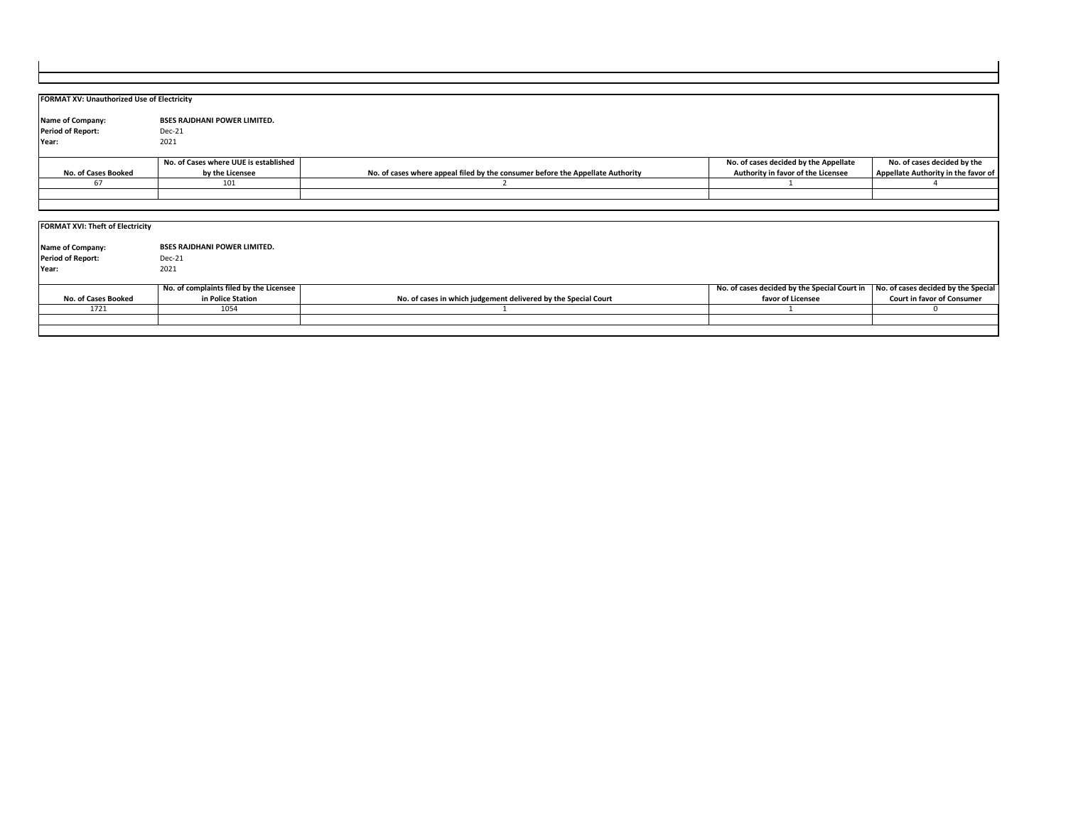**FORMAT XV: Unauthorized Use of Electricity**

**Name of Company:** **BSES RAJDHANI POWER LIMITED.**
**Period of Report:** Dec-21
**Year:** 2021

| No. of Cases Booked | No. of Cases where UUE is established by the Licensee | No. of cases where appeal filed by the consumer before the Appellate Authority | No. of cases decided by the Appellate Authority in favor of the Licensee | No. of cases decided by the Appellate Authority in the favor of |
|---|---|---|---|---|
| 67 | 101 | 2 | 1 | 4 |

**FORMAT XVI: Theft of Electricity**

**Name of Company:** **BSES RAJDHANI POWER LIMITED.**
**Period of Report:** Dec-21
**Year:** 2021

| No. of Cases Booked | No. of complaints filed by the Licensee in Police Station | No. of cases in which judgement delivered by the Special Court | No. of cases decided by the Special Court in favor of Licensee | No. of cases decided by the Special Court in favor of Consumer |
|---|---|---|---|---|
| 1721 | 1054 | 1 | 1 | 0 |